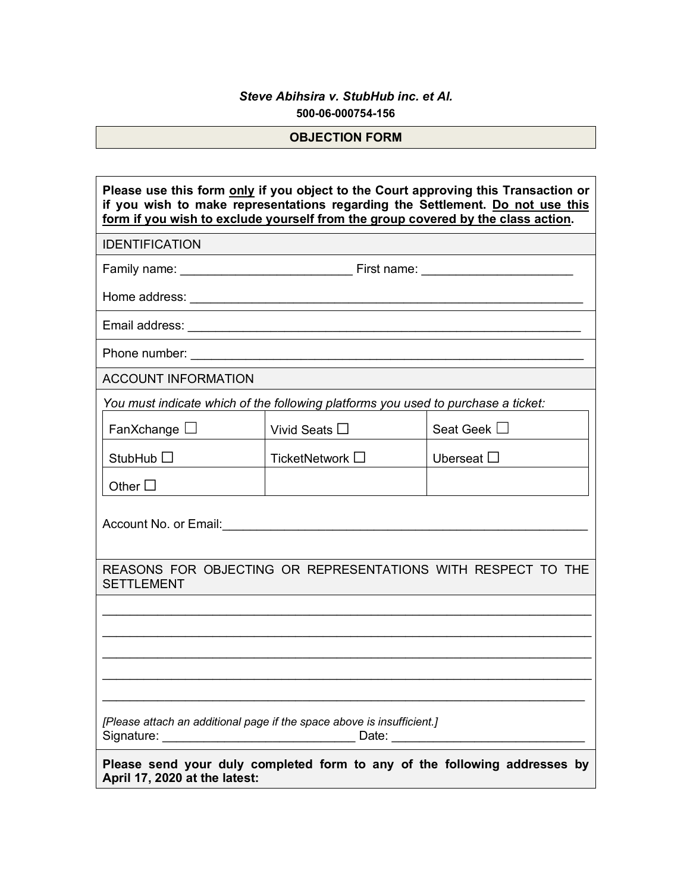*Steve Abihsira v. StubHub inc. et Al.*

**500-06-000754-156**

## OBJECTION FORM

**Please use this form <u>only</u> if you object to the Court approving this Transaction or if you wish to make representations regarding the Settlement. <u>Do not use this form if you wish to exclude yourself from the group covered by the class action</u>.**

IDENTIFICATION

Family name: ________________________ First name: _____________________

Home address: _______________________________________________________

Email address: _______________________________________________________

Phone number: _______________________________________________________

ACCOUNT INFORMATION

*You must indicate which of the following platforms you used to purchase a ticket:*

| | | |
|---|---|---|
| FanXchange ☐ | Vivid Seats ☐ | Seat Geek ☐ |
| StubHub ☐ | TicketNetwork ☐ | Uberseat ☐ |
| Other ☐ | | |

Account No. or Email:___________________________________________________

REASONS FOR OBJECTING OR REPRESENTATIONS WITH RESPECT TO THE SETTLEMENT

_____________________________________________________________________

_____________________________________________________________________

_____________________________________________________________________

_____________________________________________________________________

_____________________________________________________________________

*[Please attach an additional page if the space above is insufficient.]*

Signature: ___________________________ Date: ___________________________

**Please send your duly completed form to any of the following addresses by April 17, 2020 at the latest:**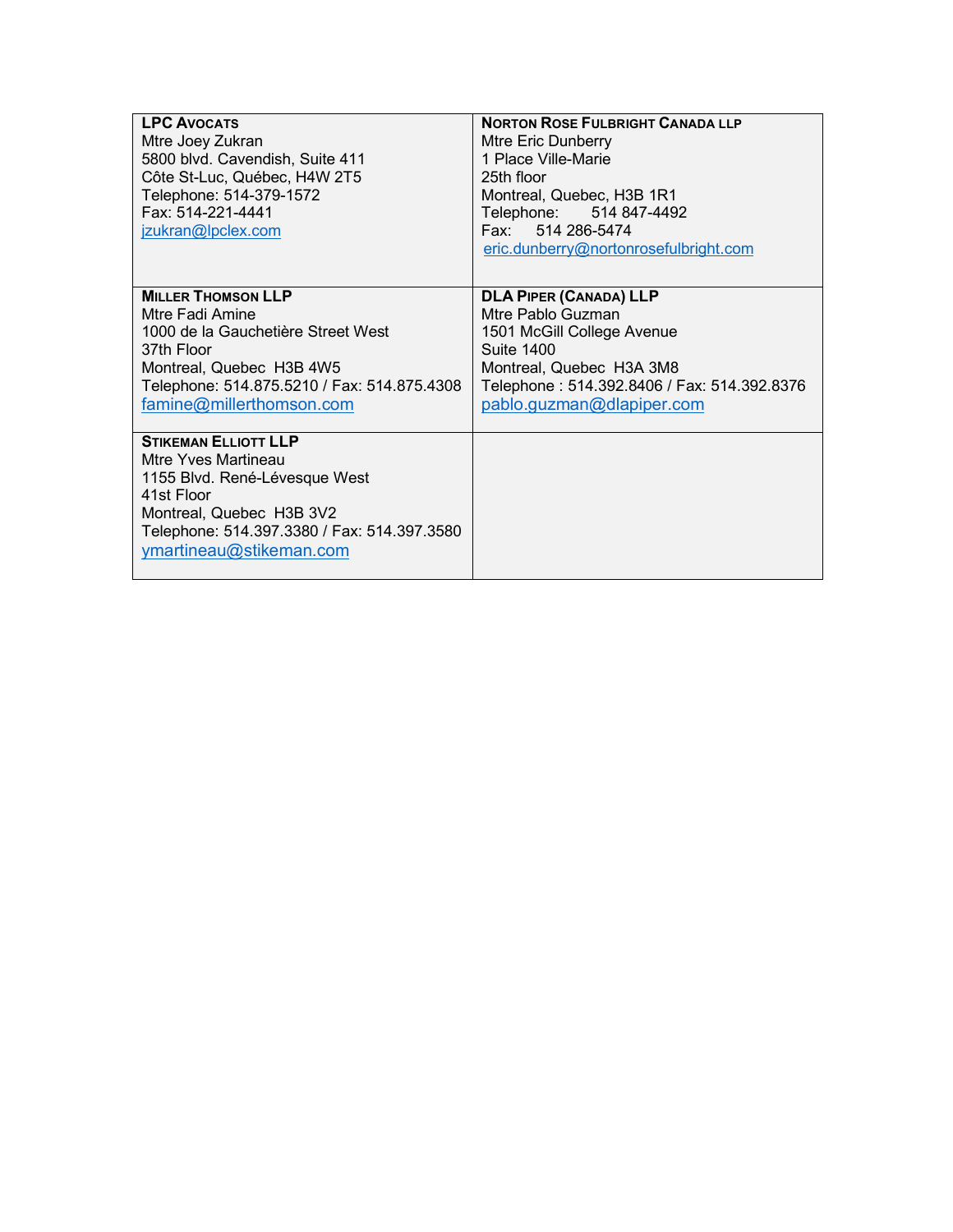| | |
|---|---|
| **LPC AVOCATS**<br>Mtre Joey Zukran<br>5800 blvd. Cavendish, Suite 411<br>Côte St-Luc, Québec, H4W 2T5<br>Telephone: 514-379-1572<br>Fax: 514-221-4441<br>jzukran@lpclex.com | **NORTON ROSE FULBRIGHT CANADA LLP**<br>Mtre Eric Dunberry<br>1 Place Ville-Marie<br>25th floor<br>Montreal, Quebec, H3B 1R1<br>Telephone: 514 847-4492<br>Fax: 514 286-5474<br>eric.dunberry@nortonrosefulbright.com |
| **MILLER THOMSON LLP**<br>Mtre Fadi Amine<br>1000 de la Gauchetière Street West<br>37th Floor<br>Montreal, Quebec H3B 4W5<br>Telephone: 514.875.5210 / Fax: 514.875.4308<br>famine@millerthomson.com | **DLA PIPER (CANADA) LLP**<br>Mtre Pablo Guzman<br>1501 McGill College Avenue<br>Suite 1400<br>Montreal, Quebec H3A 3M8<br>Telephone : 514.392.8406 / Fax: 514.392.8376<br>pablo.guzman@dlapiper.com |
| **STIKEMAN ELLIOTT LLP**<br>Mtre Yves Martineau<br>1155 Blvd. René-Lévesque West<br>41st Floor<br>Montreal, Quebec H3B 3V2<br>Telephone: 514.397.3380 / Fax: 514.397.3580<br>ymartineau@stikeman.com | |